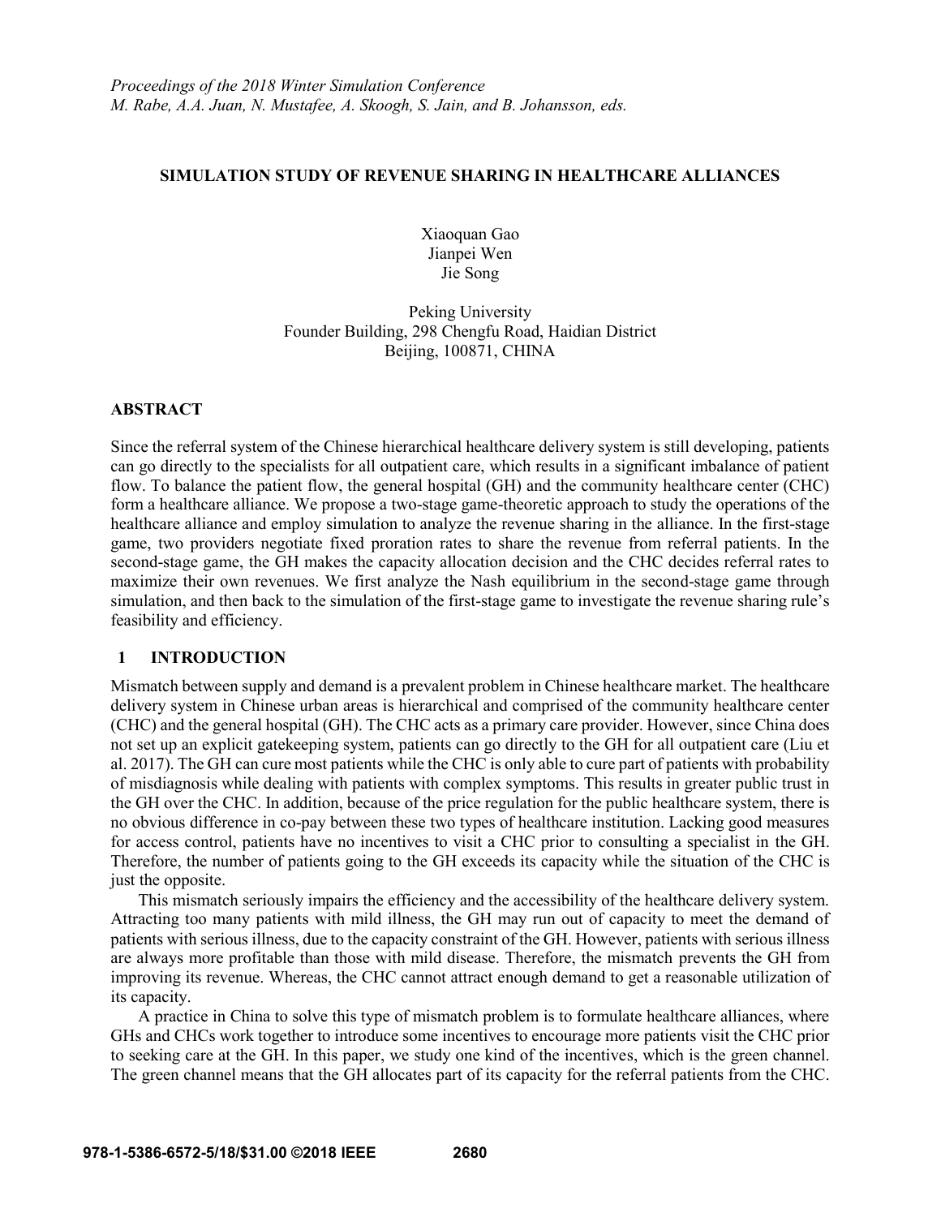*Proceedings of the 2018 Winter Simulation Conference*
*M. Rabe, A.A. Juan, N. Mustafee, A. Skoogh, S. Jain, and B. Johansson, eds.*

# SIMULATION STUDY OF REVENUE SHARING IN HEALTHCARE ALLIANCES

Xiaoquan Gao
Jianpei Wen
Jie Song

Peking University
Founder Building, 298 Chengfu Road, Haidian District
Beijing, 100871, CHINA

## ABSTRACT

Since the referral system of the Chinese hierarchical healthcare delivery system is still developing, patients can go directly to the specialists for all outpatient care, which results in a significant imbalance of patient flow. To balance the patient flow, the general hospital (GH) and the community healthcare center (CHC) form a healthcare alliance. We propose a two-stage game-theoretic approach to study the operations of the healthcare alliance and employ simulation to analyze the revenue sharing in the alliance. In the first-stage game, two providers negotiate fixed proration rates to share the revenue from referral patients. In the second-stage game, the GH makes the capacity allocation decision and the CHC decides referral rates to maximize their own revenues. We first analyze the Nash equilibrium in the second-stage game through simulation, and then back to the simulation of the first-stage game to investigate the revenue sharing rule's feasibility and efficiency.

## 1 INTRODUCTION

Mismatch between supply and demand is a prevalent problem in Chinese healthcare market. The healthcare delivery system in Chinese urban areas is hierarchical and comprised of the community healthcare center (CHC) and the general hospital (GH). The CHC acts as a primary care provider. However, since China does not set up an explicit gatekeeping system, patients can go directly to the GH for all outpatient care (Liu et al. 2017). The GH can cure most patients while the CHC is only able to cure part of patients with probability of misdiagnosis while dealing with patients with complex symptoms. This results in greater public trust in the GH over the CHC. In addition, because of the price regulation for the public healthcare system, there is no obvious difference in co-pay between these two types of healthcare institution. Lacking good measures for access control, patients have no incentives to visit a CHC prior to consulting a specialist in the GH. Therefore, the number of patients going to the GH exceeds its capacity while the situation of the CHC is just the opposite.

This mismatch seriously impairs the efficiency and the accessibility of the healthcare delivery system. Attracting too many patients with mild illness, the GH may run out of capacity to meet the demand of patients with serious illness, due to the capacity constraint of the GH. However, patients with serious illness are always more profitable than those with mild disease. Therefore, the mismatch prevents the GH from improving its revenue. Whereas, the CHC cannot attract enough demand to get a reasonable utilization of its capacity.

A practice in China to solve this type of mismatch problem is to formulate healthcare alliances, where GHs and CHCs work together to introduce some incentives to encourage more patients visit the CHC prior to seeking care at the GH. In this paper, we study one kind of the incentives, which is the green channel. The green channel means that the GH allocates part of its capacity for the referral patients from the CHC.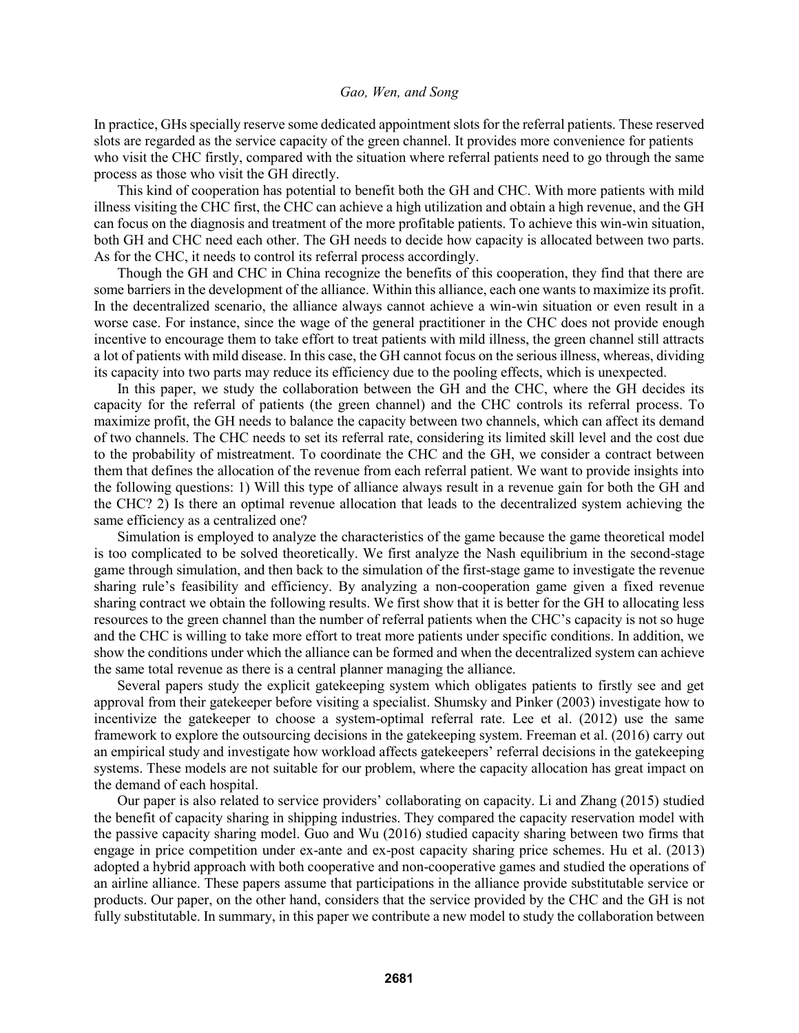In practice, GHs specially reserve some dedicated appointment slots for the referral patients. These reserved slots are regarded as the service capacity of the green channel. It provides more convenience for patients who visit the CHC firstly, compared with the situation where referral patients need to go through the same process as those who visit the GH directly.

This kind of cooperation has potential to benefit both the GH and CHC. With more patients with mild illness visiting the CHC first, the CHC can achieve a high utilization and obtain a high revenue, and the GH can focus on the diagnosis and treatment of the more profitable patients. To achieve this win-win situation, both GH and CHC need each other. The GH needs to decide how capacity is allocated between two parts. As for the CHC, it needs to control its referral process accordingly.

Though the GH and CHC in China recognize the benefits of this cooperation, they find that there are some barriers in the development of the alliance. Within this alliance, each one wants to maximize its profit. In the decentralized scenario, the alliance always cannot achieve a win-win situation or even result in a worse case. For instance, since the wage of the general practitioner in the CHC does not provide enough incentive to encourage them to take effort to treat patients with mild illness, the green channel still attracts a lot of patients with mild disease. In this case, the GH cannot focus on the serious illness, whereas, dividing its capacity into two parts may reduce its efficiency due to the pooling effects, which is unexpected.

In this paper, we study the collaboration between the GH and the CHC, where the GH decides its capacity for the referral of patients (the green channel) and the CHC controls its referral process. To maximize profit, the GH needs to balance the capacity between two channels, which can affect its demand of two channels. The CHC needs to set its referral rate, considering its limited skill level and the cost due to the probability of mistreatment. To coordinate the CHC and the GH, we consider a contract between them that defines the allocation of the revenue from each referral patient. We want to provide insights into the following questions: 1) Will this type of alliance always result in a revenue gain for both the GH and the CHC? 2) Is there an optimal revenue allocation that leads to the decentralized system achieving the same efficiency as a centralized one?

Simulation is employed to analyze the characteristics of the game because the game theoretical model is too complicated to be solved theoretically. We first analyze the Nash equilibrium in the second-stage game through simulation, and then back to the simulation of the first-stage game to investigate the revenue sharing rule's feasibility and efficiency. By analyzing a non-cooperation game given a fixed revenue sharing contract we obtain the following results. We first show that it is better for the GH to allocating less resources to the green channel than the number of referral patients when the CHC's capacity is not so huge and the CHC is willing to take more effort to treat more patients under specific conditions. In addition, we show the conditions under which the alliance can be formed and when the decentralized system can achieve the same total revenue as there is a central planner managing the alliance.

Several papers study the explicit gatekeeping system which obligates patients to firstly see and get approval from their gatekeeper before visiting a specialist. Shumsky and Pinker (2003) investigate how to incentivize the gatekeeper to choose a system-optimal referral rate. Lee et al. (2012) use the same framework to explore the outsourcing decisions in the gatekeeping system. Freeman et al. (2016) carry out an empirical study and investigate how workload affects gatekeepers' referral decisions in the gatekeeping systems. These models are not suitable for our problem, where the capacity allocation has great impact on the demand of each hospital.

Our paper is also related to service providers' collaborating on capacity. Li and Zhang (2015) studied the benefit of capacity sharing in shipping industries. They compared the capacity reservation model with the passive capacity sharing model. Guo and Wu (2016) studied capacity sharing between two firms that engage in price competition under ex-ante and ex-post capacity sharing price schemes. Hu et al. (2013) adopted a hybrid approach with both cooperative and non-cooperative games and studied the operations of an airline alliance. These papers assume that participations in the alliance provide substitutable service or products. Our paper, on the other hand, considers that the service provided by the CHC and the GH is not fully substitutable. In summary, in this paper we contribute a new model to study the collaboration between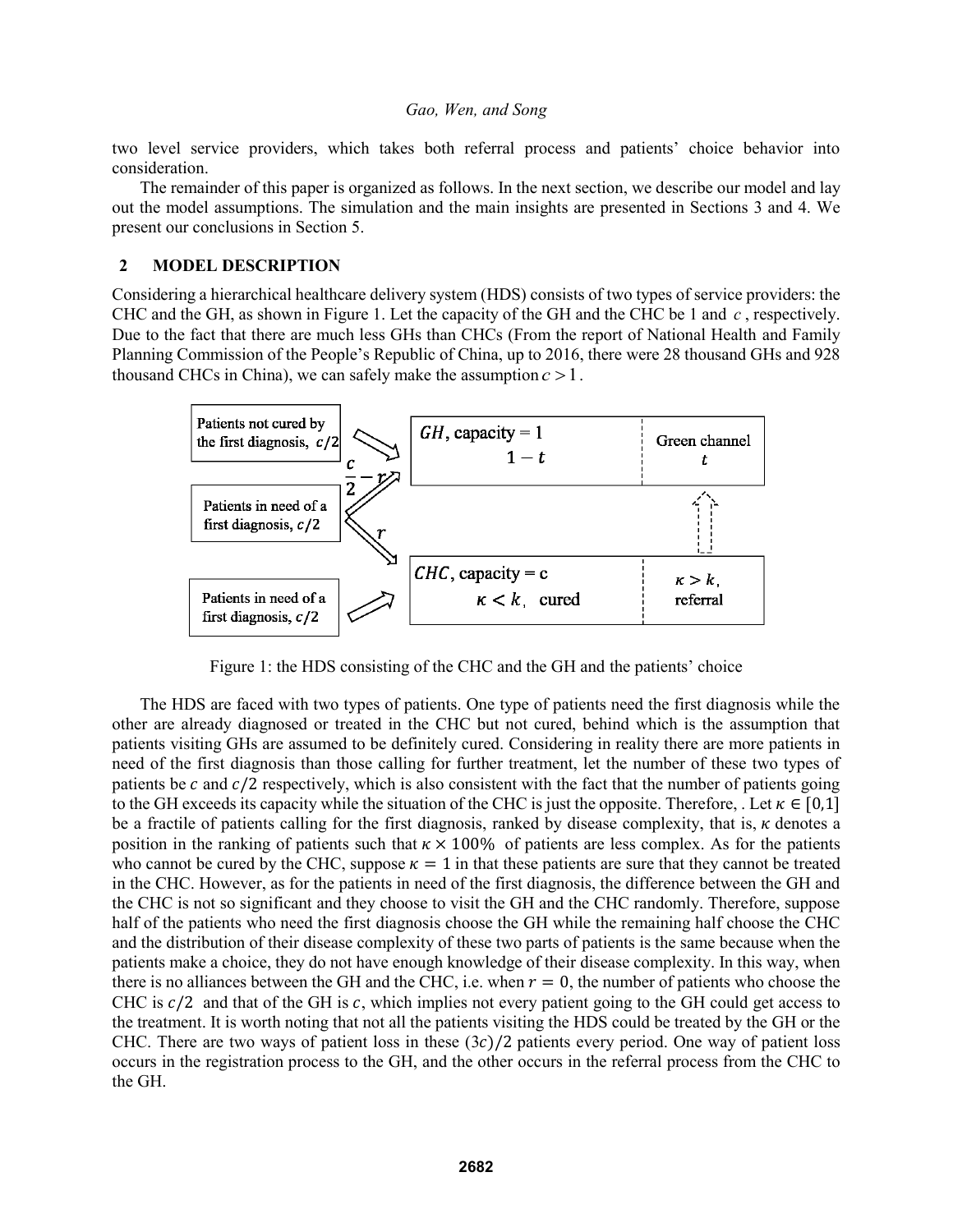two level service providers, which takes both referral process and patients' choice behavior into consideration.

The remainder of this paper is organized as follows. In the next section, we describe our model and lay out the model assumptions. The simulation and the main insights are presented in Sections 3 and 4. We present our conclusions in Section 5.

## 2 MODEL DESCRIPTION

Considering a hierarchical healthcare delivery system (HDS) consists of two types of service providers: the CHC and the GH, as shown in Figure 1. Let the capacity of the GH and the CHC be 1 and $c$, respectively. Due to the fact that there are much less GHs than CHCs (From the report of National Health and Family Planning Commission of the People's Republic of China, up to 2016, there were 28 thousand GHs and 928 thousand CHCs in China), we can safely make the assumption $c > 1$.

Figure 1: the HDS consisting of the CHC and the GH and the patients' choice

The HDS are faced with two types of patients. One type of patients need the first diagnosis while the other are already diagnosed or treated in the CHC but not cured, behind which is the assumption that patients visiting GHs are assumed to be definitely cured. Considering in reality there are more patients in need of the first diagnosis than those calling for further treatment, let the number of these two types of patients be $c$ and $c/2$ respectively, which is also consistent with the fact that the number of patients going to the GH exceeds its capacity while the situation of the CHC is just the opposite. Therefore, . Let $\kappa \in [0,1]$ be a fractile of patients calling for the first diagnosis, ranked by disease complexity, that is, $\kappa$ denotes a position in the ranking of patients such that $\kappa \times 100\%$ of patients are less complex. As for the patients who cannot be cured by the CHC, suppose $\kappa = 1$ in that these patients are sure that they cannot be treated in the CHC. However, as for the patients in need of the first diagnosis, the difference between the GH and the CHC is not so significant and they choose to visit the GH and the CHC randomly. Therefore, suppose half of the patients who need the first diagnosis choose the GH while the remaining half choose the CHC and the distribution of their disease complexity of these two parts of patients is the same because when the patients make a choice, they do not have enough knowledge of their disease complexity. In this way, when there is no alliances between the GH and the CHC, i.e. when $r = 0$, the number of patients who choose the CHC is $c/2$ and that of the GH is $c$, which implies not every patient going to the GH could get access to the treatment. It is worth noting that not all the patients visiting the HDS could be treated by the GH or the CHC. There are two ways of patient loss in these $(3c)/2$ patients every period. One way of patient loss occurs in the registration process to the GH, and the other occurs in the referral process from the CHC to the GH.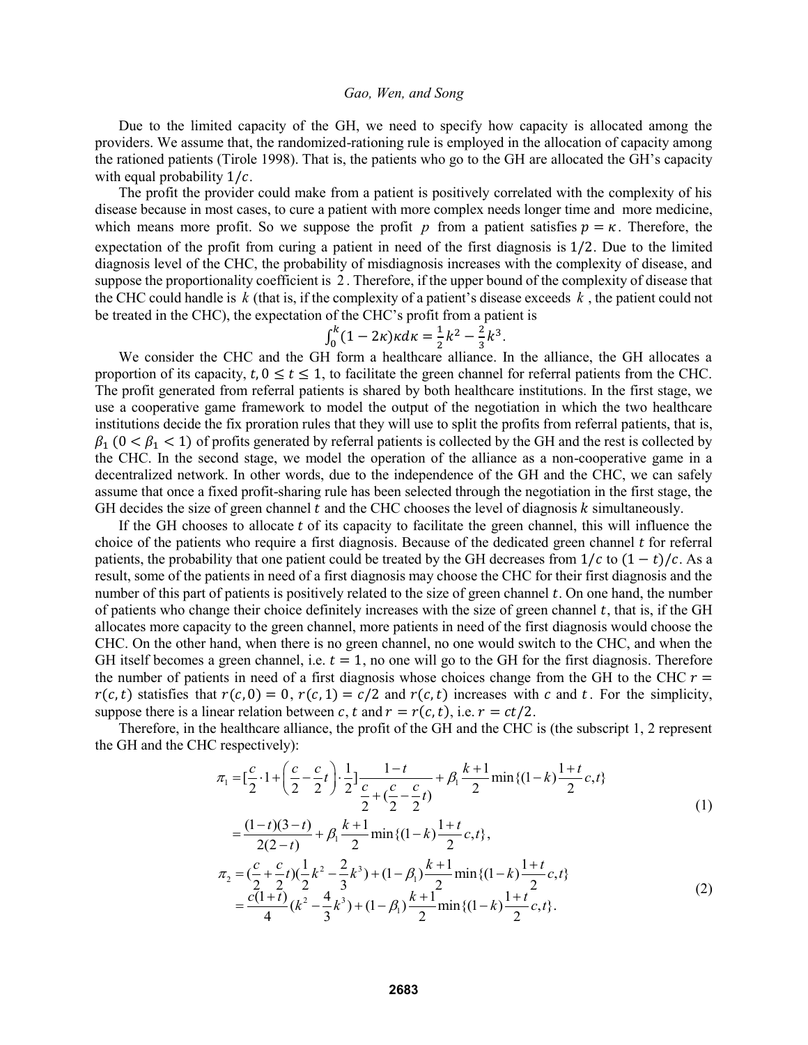Due to the limited capacity of the GH, we need to specify how capacity is allocated among the providers. We assume that, the randomized-rationing rule is employed in the allocation of capacity among the rationed patients (Tirole 1998). That is, the patients who go to the GH are allocated the GH's capacity with equal probability $1/c$.

The profit the provider could make from a patient is positively correlated with the complexity of his disease because in most cases, to cure a patient with more complex needs longer time and more medicine, which means more profit. So we suppose the profit $p$ from a patient satisfies $p = \kappa$. Therefore, the expectation of the profit from curing a patient in need of the first diagnosis is $1/2$. Due to the limited diagnosis level of the CHC, the probability of misdiagnosis increases with the complexity of disease, and suppose the proportionality coefficient is $2$. Therefore, if the upper bound of the complexity of disease that the CHC could handle is $k$ (that is, if the complexity of a patient's disease exceeds $k$, the patient could not be treated in the CHC), the expectation of the CHC's profit from a patient is

$$\int_0^k (1-2\kappa)\kappa d\kappa = \frac{1}{2}k^2 - \frac{2}{3}k^3.$$

We consider the CHC and the GH form a healthcare alliance. In the alliance, the GH allocates a proportion of its capacity, $t, 0 \le t \le 1$, to facilitate the green channel for referral patients from the CHC. The profit generated from referral patients is shared by both healthcare institutions. In the first stage, we use a cooperative game framework to model the output of the negotiation in which the two healthcare institutions decide the fix proration rules that they will use to split the profits from referral patients, that is, $\beta_1$ $(0 < \beta_1 < 1)$ of profits generated by referral patients is collected by the GH and the rest is collected by the CHC. In the second stage, we model the operation of the alliance as a non-cooperative game in a decentralized network. In other words, due to the independence of the GH and the CHC, we can safely assume that once a fixed profit-sharing rule has been selected through the negotiation in the first stage, the GH decides the size of green channel $t$ and the CHC chooses the level of diagnosis $k$ simultaneously.

If the GH chooses to allocate $t$ of its capacity to facilitate the green channel, this will influence the choice of the patients who require a first diagnosis. Because of the dedicated green channel $t$ for referral patients, the probability that one patient could be treated by the GH decreases from $1/c$ to $(1-t)/c$. As a result, some of the patients in need of a first diagnosis may choose the CHC for their first diagnosis and the number of this part of patients is positively related to the size of green channel $t$. On one hand, the number of patients who change their choice definitely increases with the size of green channel $t$, that is, if the GH allocates more capacity to the green channel, more patients in need of the first diagnosis would choose the CHC. On the other hand, when there is no green channel, no one would switch to the CHC, and when the GH itself becomes a green channel, i.e. $t = 1$, no one will go to the GH for the first diagnosis. Therefore the number of patients in need of a first diagnosis whose choices change from the GH to the CHC $r = r(c,t)$ satisfies that $r(c,0) = 0$, $r(c,1) = c/2$ and $r(c,t)$ increases with $c$ and $t$. For the simplicity, suppose there is a linear relation between $c, t$ and $r = r(c,t)$, i.e. $r = ct/2$.

Therefore, in the healthcare alliance, the profit of the GH and the CHC is (the subscript 1, 2 represent the GH and the CHC respectively):

$$\begin{aligned}
\pi_1 &= \left[\frac{c}{2}\cdot 1 + \left(\frac{c}{2} - \frac{c}{2}t\right)\cdot\frac{1}{2}\right]\frac{1-t}{\frac{c}{2} + \left(\frac{c}{2} - \frac{c}{2}t\right)} + \beta_1 \frac{k+1}{2}\min\{(1-k)\frac{1+t}{2}c, t\} \\
&= \frac{(1-t)(3-t)}{2(2-t)} + \beta_1 \frac{k+1}{2}\min\{(1-k)\frac{1+t}{2}c, t\},
\end{aligned} \tag{1}$$

$$\begin{aligned}
\pi_2 &= \left(\frac{c}{2} + \frac{c}{2}t\right)\left(\frac{1}{2}k^2 - \frac{2}{3}k^3\right) + (1-\beta_1)\frac{k+1}{2}\min\{(1-k)\frac{1+t}{2}c, t\} \\
&= \frac{c(1+t)}{4}\left(k^2 - \frac{4}{3}k^3\right) + (1-\beta_1)\frac{k+1}{2}\min\{(1-k)\frac{1+t}{2}c, t\}.
\end{aligned} \tag{2}$$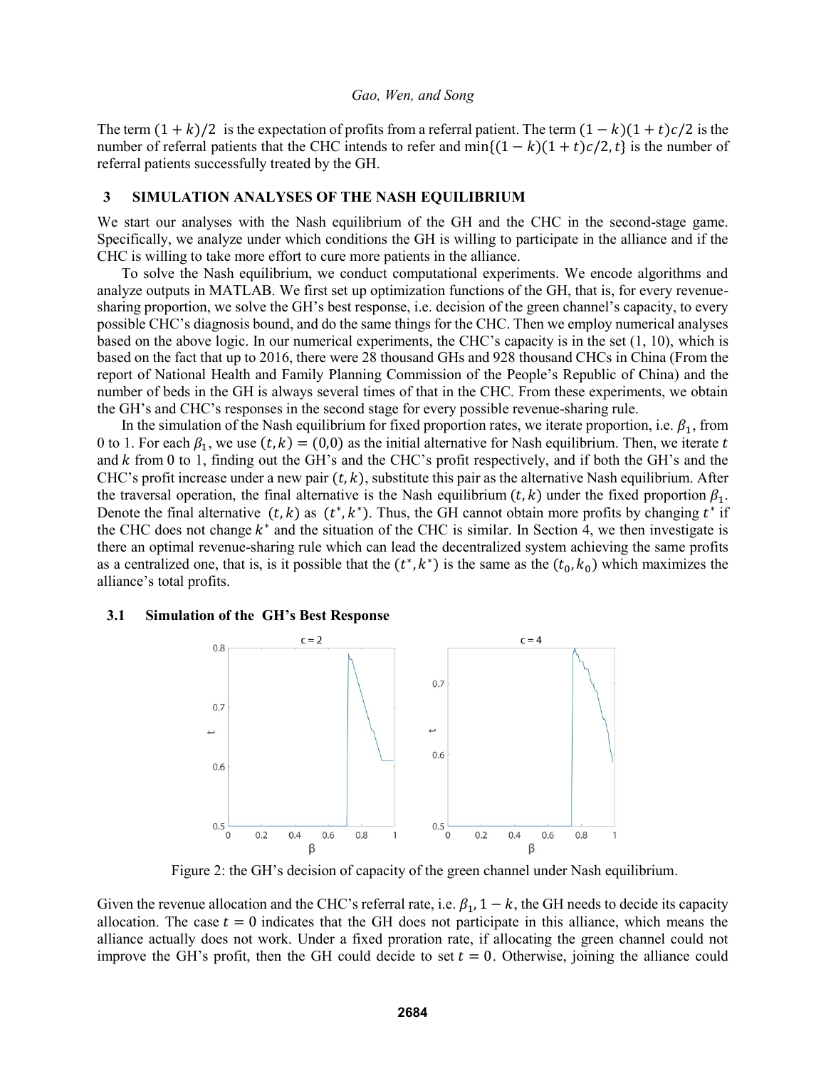The term $(1+k)/2$ is the expectation of profits from a referral patient. The term $(1-k)(1+t)c/2$ is the number of referral patients that the CHC intends to refer and $\min\{(1-k)(1+t)c/2, t\}$ is the number of referral patients successfully treated by the GH.

## 3 SIMULATION ANALYSES OF THE NASH EQUILIBRIUM

We start our analyses with the Nash equilibrium of the GH and the CHC in the second-stage game. Specifically, we analyze under which conditions the GH is willing to participate in the alliance and if the CHC is willing to take more effort to cure more patients in the alliance.

To solve the Nash equilibrium, we conduct computational experiments. We encode algorithms and analyze outputs in MATLAB. We first set up optimization functions of the GH, that is, for every revenue-sharing proportion, we solve the GH's best response, i.e. decision of the green channel's capacity, to every possible CHC's diagnosis bound, and do the same things for the CHC. Then we employ numerical analyses based on the above logic. In our numerical experiments, the CHC's capacity is in the set (1, 10), which is based on the fact that up to 2016, there were 28 thousand GHs and 928 thousand CHCs in China (From the report of National Health and Family Planning Commission of the People's Republic of China) and the number of beds in the GH is always several times of that in the CHC. From these experiments, we obtain the GH's and CHC's responses in the second stage for every possible revenue-sharing rule.

In the simulation of the Nash equilibrium for fixed proportion rates, we iterate proportion, i.e. $\beta_1$, from 0 to 1. For each $\beta_1$, we use $(t, k) = (0,0)$ as the initial alternative for Nash equilibrium. Then, we iterate $t$ and $k$ from 0 to 1, finding out the GH's and the CHC's profit respectively, and if both the GH's and the CHC's profit increase under a new pair $(t, k)$, substitute this pair as the alternative Nash equilibrium. After the traversal operation, the final alternative is the Nash equilibrium $(t, k)$ under the fixed proportion $\beta_1$. Denote the final alternative $(t, k)$ as $(t^*, k^*)$. Thus, the GH cannot obtain more profits by changing $t^*$ if the CHC does not change $k^*$ and the situation of the CHC is similar. In Section 4, we then investigate is there an optimal revenue-sharing rule which can lead the decentralized system achieving the same profits as a centralized one, that is, is it possible that the $(t^*, k^*)$ is the same as the $(t_0, k_0)$ which maximizes the alliance's total profits.

### 3.1 Simulation of the GH's Best Response

Figure 2: the GH's decision of capacity of the green channel under Nash equilibrium.

Given the revenue allocation and the CHC's referral rate, i.e. $\beta_1, 1-k$, the GH needs to decide its capacity allocation. The case $t = 0$ indicates that the GH does not participate in this alliance, which means the alliance actually does not work. Under a fixed proration rate, if allocating the green channel could not improve the GH's profit, then the GH could decide to set $t = 0$. Otherwise, joining the alliance could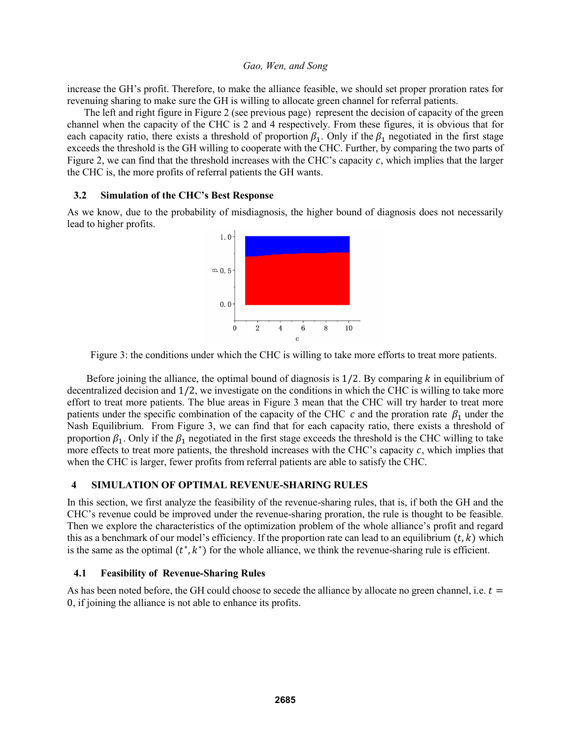increase the GH's profit. Therefore, to make the alliance feasible, we should set proper proration rates for revenuing sharing to make sure the GH is willing to allocate green channel for referral patients.

The left and right figure in Figure 2 (see previous page) represent the decision of capacity of the green channel when the capacity of the CHC is 2 and 4 respectively. From these figures, it is obvious that for each capacity ratio, there exists a threshold of proportion $\beta_1$. Only if the $\beta_1$ negotiated in the first stage exceeds the threshold is the GH willing to cooperate with the CHC. Further, by comparing the two parts of Figure 2, we can find that the threshold increases with the CHC's capacity $c$, which implies that the larger the CHC is, the more profits of referral patients the GH wants.

### 3.2 Simulation of the CHC's Best Response

As we know, due to the probability of misdiagnosis, the higher bound of diagnosis does not necessarily lead to higher profits.

Figure 3: the conditions under which the CHC is willing to take more efforts to treat more patients.

Before joining the alliance, the optimal bound of diagnosis is $1/2$. By comparing $k$ in equilibrium of decentralized decision and $1/2$, we investigate on the conditions in which the CHC is willing to take more effort to treat more patients. The blue areas in Figure 3 mean that the CHC will try harder to treat more patients under the specific combination of the capacity of the CHC $c$ and the proration rate $\beta_1$ under the Nash Equilibrium. From Figure 3, we can find that for each capacity ratio, there exists a threshold of proportion $\beta_1$. Only if the $\beta_1$ negotiated in the first stage exceeds the threshold is the CHC willing to take more effects to treat more patients, the threshold increases with the CHC's capacity $c$, which implies that when the CHC is larger, fewer profits from referral patients are able to satisfy the CHC.

## 4 SIMULATION OF OPTIMAL REVENUE-SHARING RULES

In this section, we first analyze the feasibility of the revenue-sharing rules, that is, if both the GH and the CHC's revenue could be improved under the revenue-sharing proration, the rule is thought to be feasible. Then we explore the characteristics of the optimization problem of the whole alliance's profit and regard this as a benchmark of our model's efficiency. If the proportion rate can lead to an equilibrium $(t, k)$ which is the same as the optimal $(t^*, k^*)$ for the whole alliance, we think the revenue-sharing rule is efficient.

### 4.1 Feasibility of Revenue-Sharing Rules

As has been noted before, the GH could choose to secede the alliance by allocate no green channel, i.e. $t = 0$, if joining the alliance is not able to enhance its profits.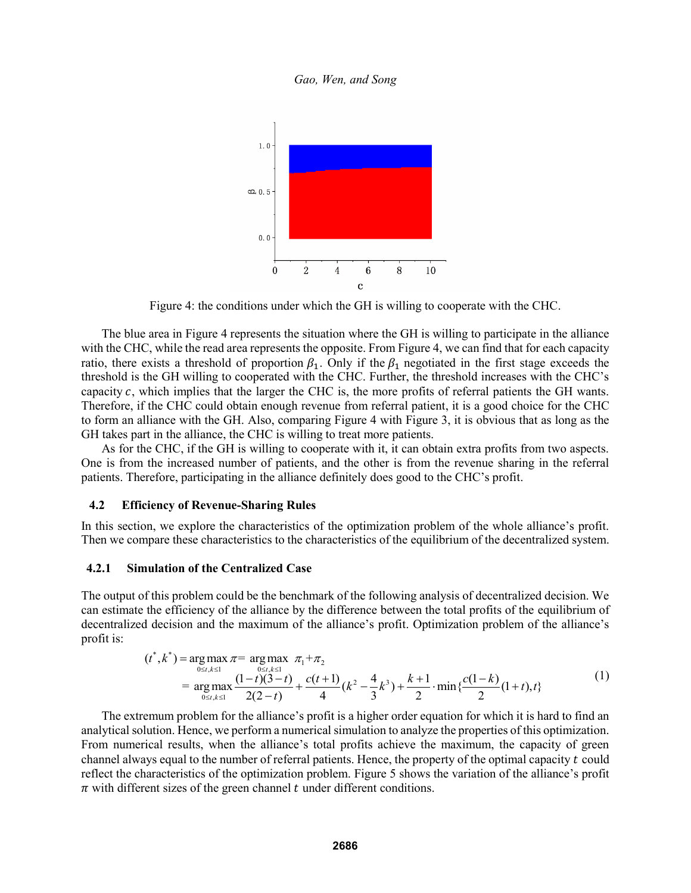Figure 4: the conditions under which the GH is willing to cooperate with the CHC.

The blue area in Figure 4 represents the situation where the GH is willing to participate in the alliance with the CHC, while the read area represents the opposite. From Figure 4, we can find that for each capacity ratio, there exists a threshold of proportion $\beta_1$. Only if the $\beta_1$ negotiated in the first stage exceeds the threshold is the GH willing to cooperated with the CHC. Further, the threshold increases with the CHC's capacity $c$, which implies that the larger the CHC is, the more profits of referral patients the GH wants. Therefore, if the CHC could obtain enough revenue from referral patient, it is a good choice for the CHC to form an alliance with the GH. Also, comparing Figure 4 with Figure 3, it is obvious that as long as the GH takes part in the alliance, the CHC is willing to treat more patients.

As for the CHC, if the GH is willing to cooperate with it, it can obtain extra profits from two aspects. One is from the increased number of patients, and the other is from the revenue sharing in the referral patients. Therefore, participating in the alliance definitely does good to the CHC's profit.

### 4.2 Efficiency of Revenue-Sharing Rules

In this section, we explore the characteristics of the optimization problem of the whole alliance's profit. Then we compare these characteristics to the characteristics of the equilibrium of the decentralized system.

#### 4.2.1 Simulation of the Centralized Case

The output of this problem could be the benchmark of the following analysis of decentralized decision. We can estimate the efficiency of the alliance by the difference between the total profits of the equilibrium of decentralized decision and the maximum of the alliance's profit. Optimization problem of the alliance's profit is:

$$
\begin{aligned}
(t^*,k^*) &= \underset{0\le t,k\le 1}{\arg\max}\,\pi = \underset{0\le t,k\le 1}{\arg\max}\;\pi_1+\pi_2 \\
&= \underset{0\le t,k\le 1}{\arg\max}\,\frac{(1-t)(3-t)}{2(2-t)}+\frac{c(t+1)}{4}\left(k^2-\frac{4}{3}k^3\right)+\frac{k+1}{2}\cdot\min\left\{\frac{c(1-k)}{2}(1+t),t\right\}
\end{aligned}
\tag{1}
$$

The extremum problem for the alliance's profit is a higher order equation for which it is hard to find an analytical solution. Hence, we perform a numerical simulation to analyze the properties of this optimization. From numerical results, when the alliance's total profits achieve the maximum, the capacity of green channel always equal to the number of referral patients. Hence, the property of the optimal capacity $t$ could reflect the characteristics of the optimization problem. Figure 5 shows the variation of the alliance's profit $\pi$ with different sizes of the green channel $t$ under different conditions.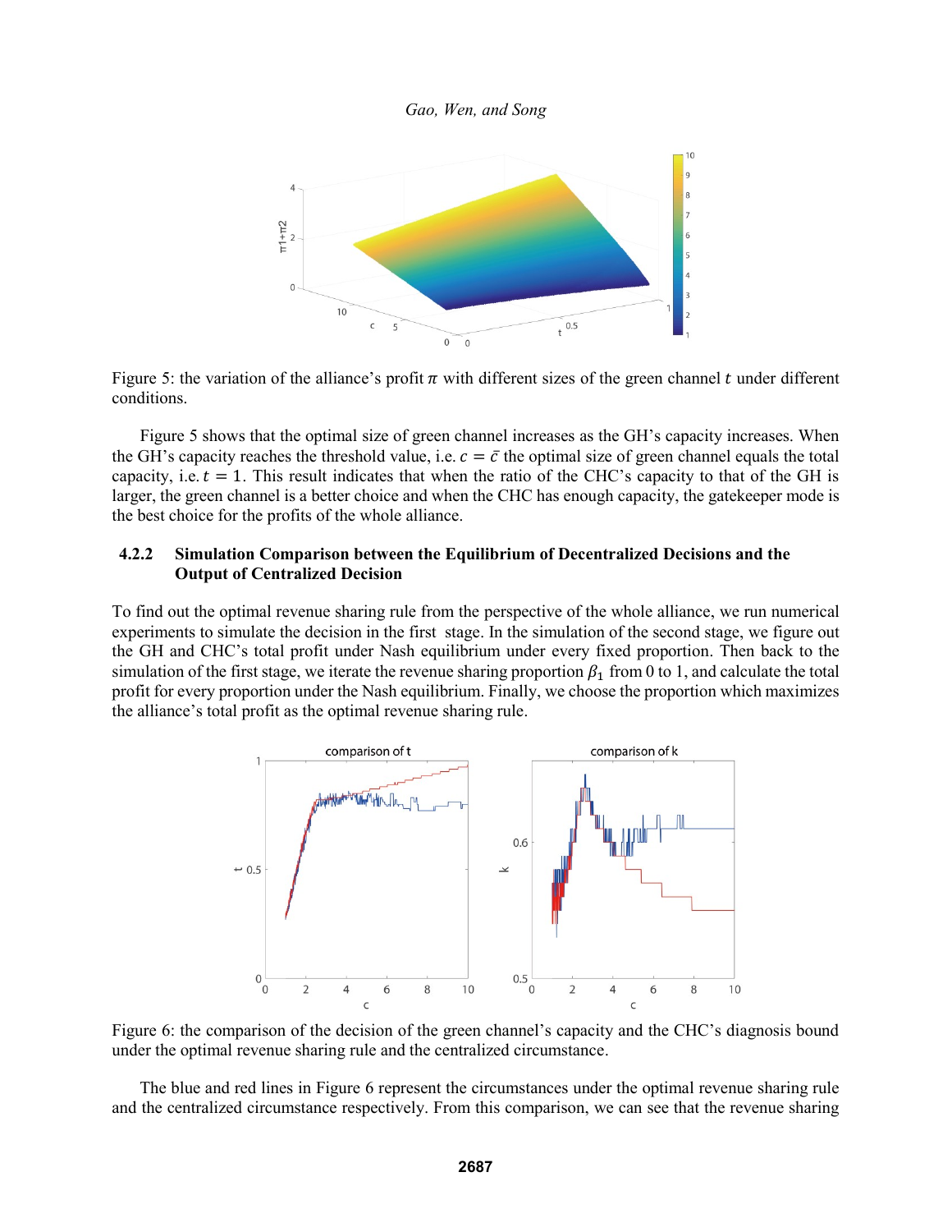Figure 5: the variation of the alliance's profit $\pi$ with different sizes of the green channel $t$ under different conditions.

Figure 5 shows that the optimal size of green channel increases as the GH's capacity increases. When the GH's capacity reaches the threshold value, i.e. $c = \bar{c}$ the optimal size of green channel equals the total capacity, i.e. $t = 1$. This result indicates that when the ratio of the CHC's capacity to that of the GH is larger, the green channel is a better choice and when the CHC has enough capacity, the gatekeeper mode is the best choice for the profits of the whole alliance.

### 4.2.2 Simulation Comparison between the Equilibrium of Decentralized Decisions and the Output of Centralized Decision

To find out the optimal revenue sharing rule from the perspective of the whole alliance, we run numerical experiments to simulate the decision in the first stage. In the simulation of the second stage, we figure out the GH and CHC's total profit under Nash equilibrium under every fixed proportion. Then back to the simulation of the first stage, we iterate the revenue sharing proportion $\beta_1$ from 0 to 1, and calculate the total profit for every proportion under the Nash equilibrium. Finally, we choose the proportion which maximizes the alliance's total profit as the optimal revenue sharing rule.

Figure 6: the comparison of the decision of the green channel's capacity and the CHC's diagnosis bound under the optimal revenue sharing rule and the centralized circumstance.

The blue and red lines in Figure 6 represent the circumstances under the optimal revenue sharing rule and the centralized circumstance respectively. From this comparison, we can see that the revenue sharing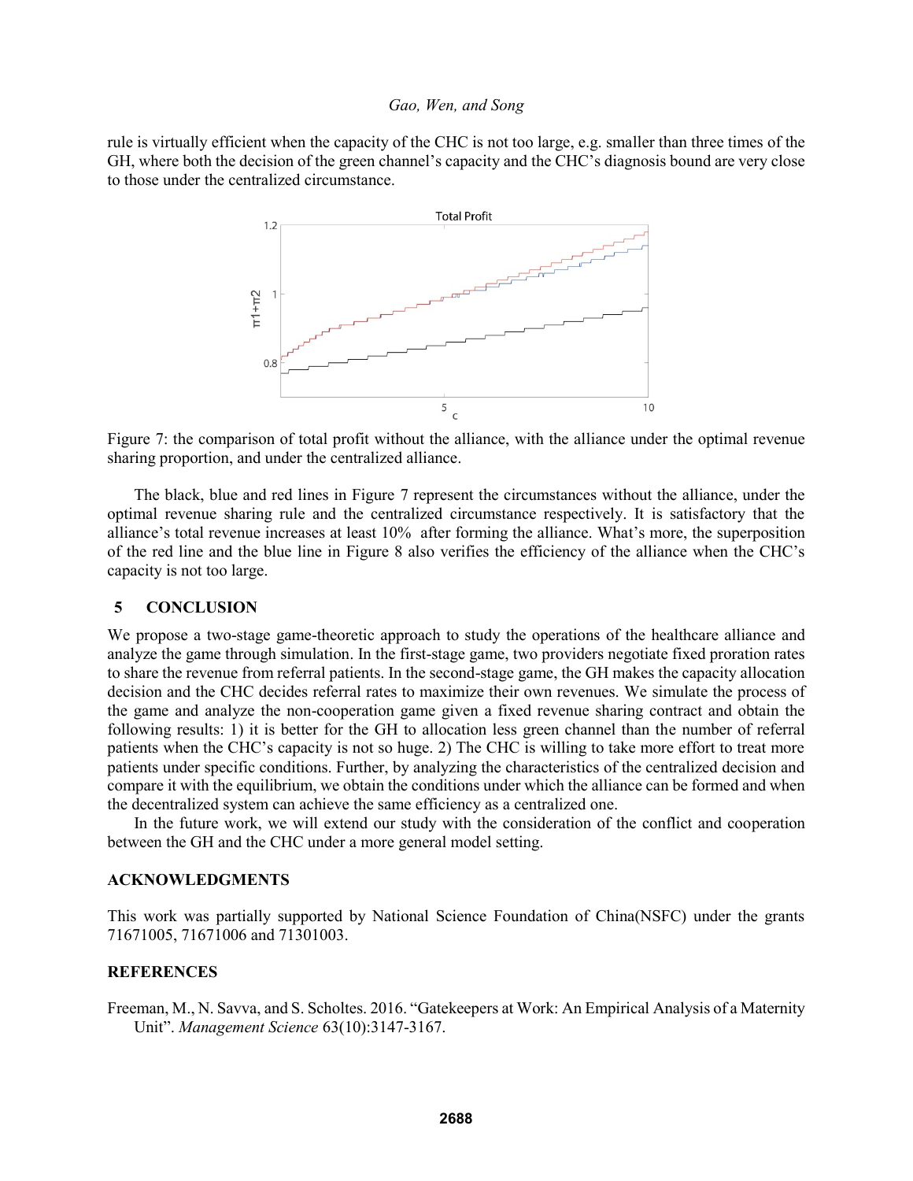rule is virtually efficient when the capacity of the CHC is not too large, e.g. smaller than three times of the GH, where both the decision of the green channel's capacity and the CHC's diagnosis bound are very close to those under the centralized circumstance.

Figure 7: the comparison of total profit without the alliance, with the alliance under the optimal revenue sharing proportion, and under the centralized alliance.

The black, blue and red lines in Figure 7 represent the circumstances without the alliance, under the optimal revenue sharing rule and the centralized circumstance respectively. It is satisfactory that the alliance's total revenue increases at least 10% after forming the alliance. What's more, the superposition of the red line and the blue line in Figure 8 also verifies the efficiency of the alliance when the CHC's capacity is not too large.

## 5 CONCLUSION

We propose a two-stage game-theoretic approach to study the operations of the healthcare alliance and analyze the game through simulation. In the first-stage game, two providers negotiate fixed proration rates to share the revenue from referral patients. In the second-stage game, the GH makes the capacity allocation decision and the CHC decides referral rates to maximize their own revenues. We simulate the process of the game and analyze the non-cooperation game given a fixed revenue sharing contract and obtain the following results: 1) it is better for the GH to allocation less green channel than the number of referral patients when the CHC's capacity is not so huge. 2) The CHC is willing to take more effort to treat more patients under specific conditions. Further, by analyzing the characteristics of the centralized decision and compare it with the equilibrium, we obtain the conditions under which the alliance can be formed and when the decentralized system can achieve the same efficiency as a centralized one.

In the future work, we will extend our study with the consideration of the conflict and cooperation between the GH and the CHC under a more general model setting.

## ACKNOWLEDGMENTS

This work was partially supported by National Science Foundation of China(NSFC) under the grants 71671005, 71671006 and 71301003.

## REFERENCES

Freeman, M., N. Savva, and S. Scholtes. 2016. "Gatekeepers at Work: An Empirical Analysis of a Maternity Unit". *Management Science* 63(10):3147-3167.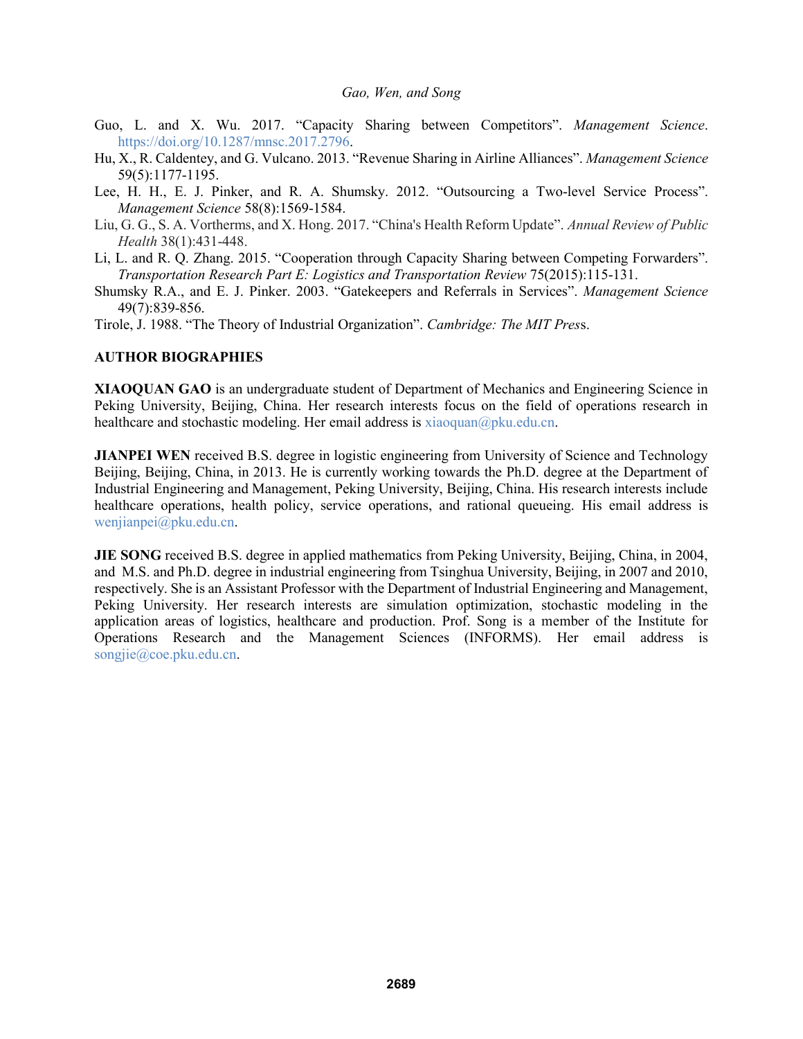Guo, L. and X. Wu. 2017. "Capacity Sharing between Competitors". *Management Science*. https://doi.org/10.1287/mnsc.2017.2796.

Hu, X., R. Caldentey, and G. Vulcano. 2013. "Revenue Sharing in Airline Alliances". *Management Science* 59(5):1177-1195.

Lee, H. H., E. J. Pinker, and R. A. Shumsky. 2012. "Outsourcing a Two-level Service Process". *Management Science* 58(8):1569-1584.

Liu, G. G., S. A. Vortherms, and X. Hong. 2017. "China's Health Reform Update". *Annual Review of Public Health* 38(1):431-448.

Li, L. and R. Q. Zhang. 2015. "Cooperation through Capacity Sharing between Competing Forwarders". *Transportation Research Part E: Logistics and Transportation Review* 75(2015):115-131.

Shumsky R.A., and E. J. Pinker. 2003. "Gatekeepers and Referrals in Services". *Management Science* 49(7):839-856.

Tirole, J. 1988. "The Theory of Industrial Organization". *Cambridge: The MIT Press*.

## AUTHOR BIOGRAPHIES

**XIAOQUAN GAO** is an undergraduate student of Department of Mechanics and Engineering Science in Peking University, Beijing, China. Her research interests focus on the field of operations research in healthcare and stochastic modeling. Her email address is xiaoquan@pku.edu.cn.

**JIANPEI WEN** received B.S. degree in logistic engineering from University of Science and Technology Beijing, Beijing, China, in 2013. He is currently working towards the Ph.D. degree at the Department of Industrial Engineering and Management, Peking University, Beijing, China. His research interests include healthcare operations, health policy, service operations, and rational queueing. His email address is wenjianpei@pku.edu.cn.

**JIE SONG** received B.S. degree in applied mathematics from Peking University, Beijing, China, in 2004, and M.S. and Ph.D. degree in industrial engineering from Tsinghua University, Beijing, in 2007 and 2010, respectively. She is an Assistant Professor with the Department of Industrial Engineering and Management, Peking University. Her research interests are simulation optimization, stochastic modeling in the application areas of logistics, healthcare and production. Prof. Song is a member of the Institute for Operations Research and the Management Sciences (INFORMS). Her email address is songjie@coe.pku.edu.cn.